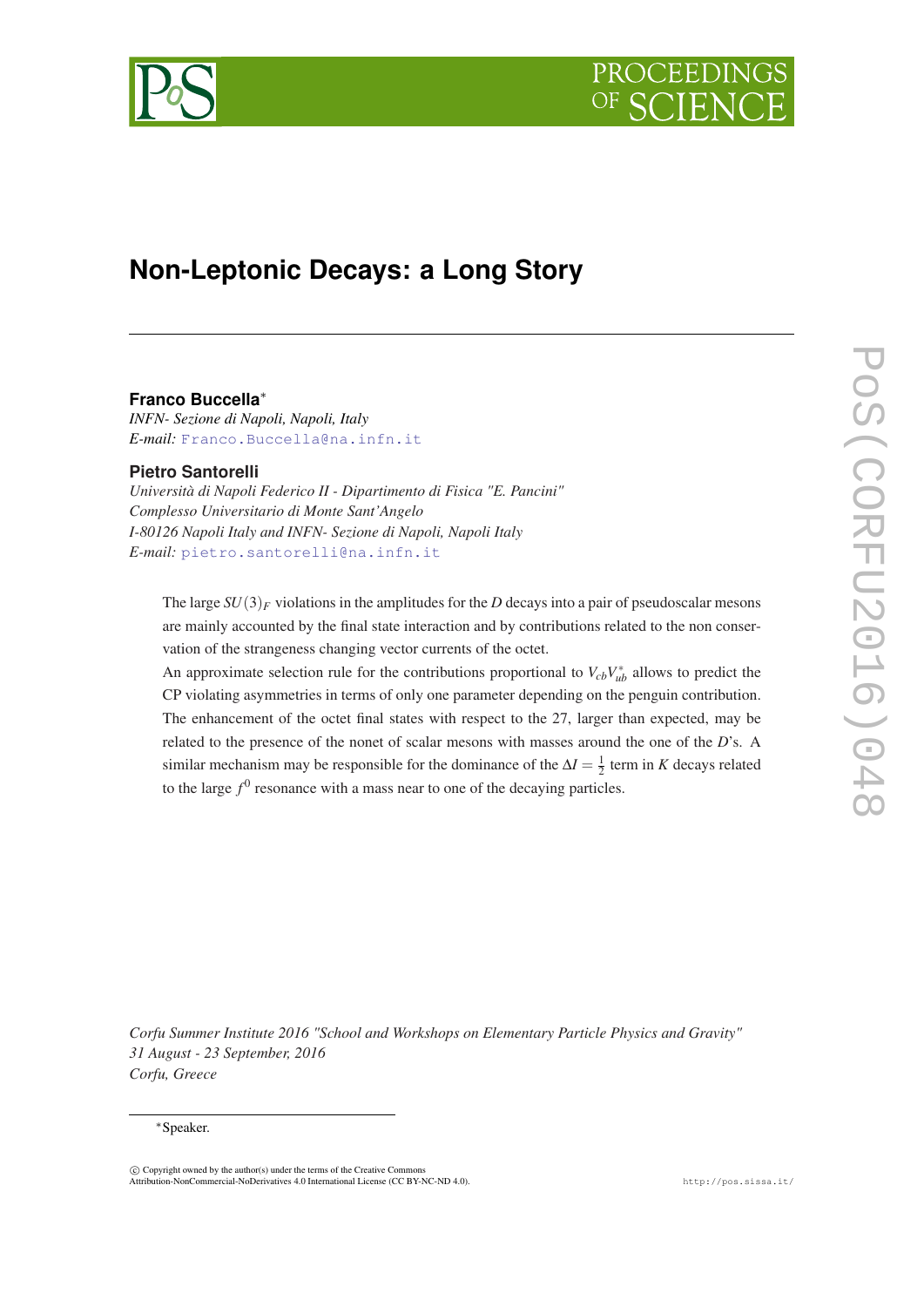# Non-Leptonic Decays: a Long Story

**Franco Buccella***

*INFN- Sezione di Napoli, Napoli, Italy*

*E-mail:* Franco.Buccella@na.infn.it

**Pietro Santorelli**

*Università di Napoli Federico II - Dipartimento di Fisica "E. Pancini"*

*Complesso Universitario di Monte Sant'Angelo*

*I-80126 Napoli Italy and INFN- Sezione di Napoli, Napoli Italy*

*E-mail:* pietro.santorelli@na.infn.it

The large $SU(3)_F$ violations in the amplitudes for the $D$ decays into a pair of pseudoscalar mesons are mainly accounted by the final state interaction and by contributions related to the non conservation of the strangeness changing vector currents of the octet.

An approximate selection rule for the contributions proportional to $V_{cb}V_{ub}^*$ allows to predict the CP violating asymmetries in terms of only one parameter depending on the penguin contribution. The enhancement of the octet final states with respect to the 27, larger than expected, may be related to the presence of the nonet of scalar mesons with masses around the one of the $D$'s. A similar mechanism may be responsible for the dominance of the $\Delta I = \frac{1}{2}$ term in $K$ decays related to the large $f^0$ resonance with a mass near to one of the decaying particles.

*Corfu Summer Institute 2016 "School and Workshops on Elementary Particle Physics and Gravity"*
*31 August - 23 September, 2016*
*Corfu, Greece*

*Speaker.

© Copyright owned by the author(s) under the terms of the Creative Commons Attribution-NonCommercial-NoDerivatives 4.0 International License (CC BY-NC-ND 4.0).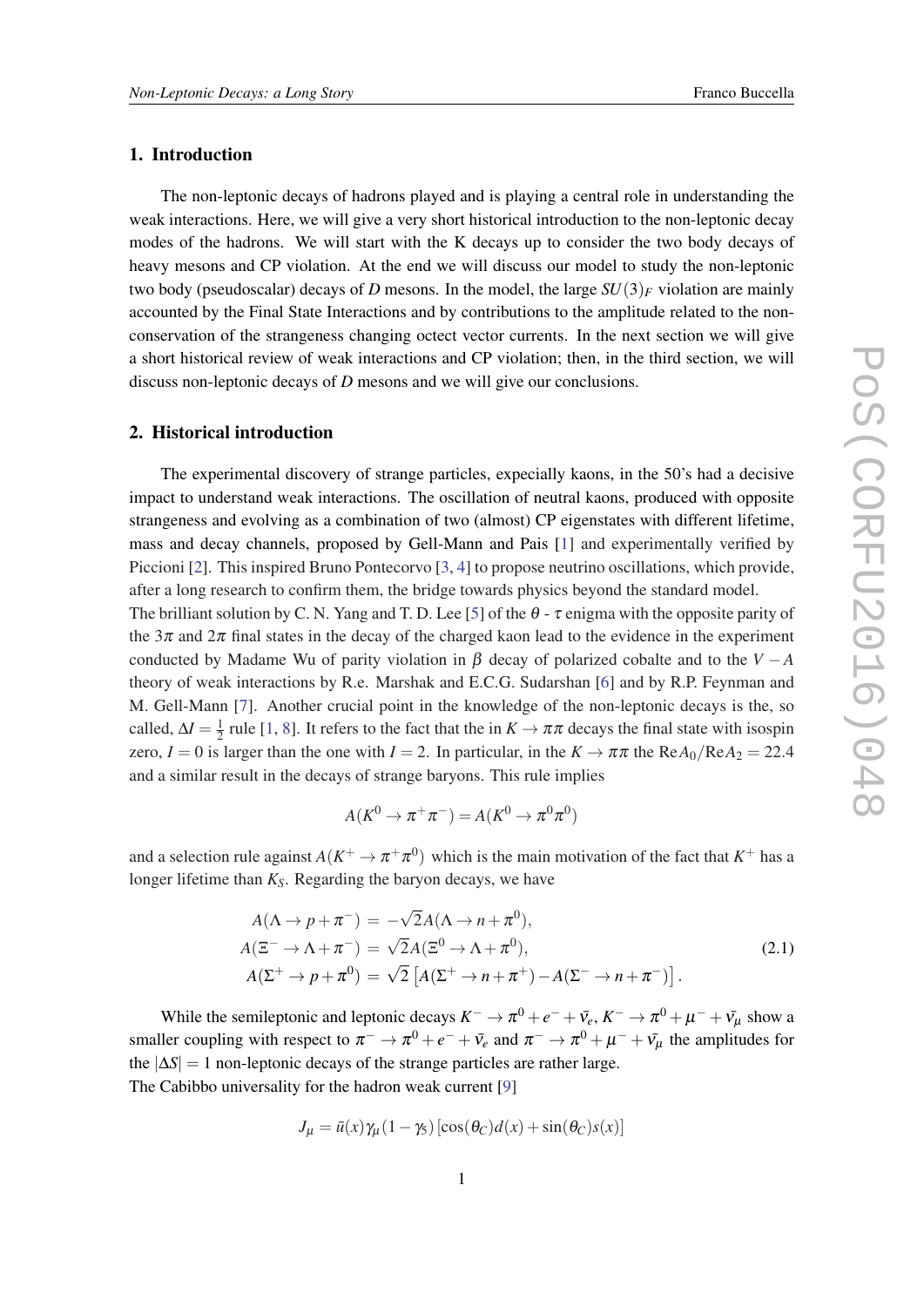## 1. Introduction

The non-leptonic decays of hadrons played and is playing a central role in understanding the weak interactions. Here, we will give a very short historical introduction to the non-leptonic decay modes of the hadrons. We will start with the K decays up to consider the two body decays of heavy mesons and CP violation. At the end we will discuss our model to study the non-leptonic two body (pseudoscalar) decays of $D$ mesons. In the model, the large $SU(3)_F$ violation are mainly accounted by the Final State Interactions and by contributions to the amplitude related to the non-conservation of the strangeness changing octect vector currents. In the next section we will give a short historical review of weak interactions and CP violation; then, in the third section, we will discuss non-leptonic decays of $D$ mesons and we will give our conclusions.

## 2. Historical introduction

The experimental discovery of strange particles, expecially kaons, in the 50's had a decisive impact to understand weak interactions. The oscillation of neutral kaons, produced with opposite strangeness and evolving as a combination of two (almost) CP eigenstates with different lifetime, mass and decay channels, proposed by Gell-Mann and Pais [1] and experimentally verified by Piccioni [2]. This inspired Bruno Pontecorvo [3, 4] to propose neutrino oscillations, which provide, after a long research to confirm them, the bridge towards physics beyond the standard model.
The brilliant solution by C. N. Yang and T. D. Lee [5] of the $\theta$ - $\tau$ enigma with the opposite parity of the $3\pi$ and $2\pi$ final states in the decay of the charged kaon lead to the evidence in the experiment conducted by Madame Wu of parity violation in $\beta$ decay of polarized cobalte and to the $V-A$ theory of weak interactions by R.e. Marshak and E.C.G. Sudarshan [6] and by R.P. Feynman and M. Gell-Mann [7]. Another crucial point in the knowledge of the non-leptonic decays is the, so called, $\Delta I = \frac{1}{2}$ rule [1, 8]. It refers to the fact that the in $K \to \pi\pi$ decays the final state with isospin zero, $I = 0$ is larger than the one with $I = 2$. In particular, in the $K \to \pi\pi$ the $\mathrm{Re}A_0/\mathrm{Re}A_2 = 22.4$ and a similar result in the decays of strange baryons. This rule implies

$$A(K^0 \to \pi^+\pi^-) = A(K^0 \to \pi^0\pi^0)$$

and a selection rule against $A(K^+ \to \pi^+\pi^0)$ which is the main motivation of the fact that $K^+$ has a longer lifetime than $K_S$. Regarding the baryon decays, we have

$$\begin{aligned}
A(\Lambda \to p + \pi^-) &= -\sqrt{2}A(\Lambda \to n + \pi^0), \\
A(\Xi^- \to \Lambda + \pi^-) &= \sqrt{2}A(\Xi^0 \to \Lambda + \pi^0), \\
A(\Sigma^+ \to p + \pi^0) &= \sqrt{2}\left[A(\Sigma^+ \to n + \pi^+) - A(\Sigma^- \to n + \pi^-)\right].
\end{aligned} \tag{2.1}$$

While the semileptonic and leptonic decays $K^- \to \pi^0 + e^- + \bar{\nu}_e$, $K^- \to \pi^0 + \mu^- + \bar{\nu}_\mu$ show a smaller coupling with respect to $\pi^- \to \pi^0 + e^- + \bar{\nu}_e$ and $\pi^- \to \pi^0 + \mu^- + \bar{\nu}_\mu$ the amplitudes for the $|\Delta S| = 1$ non-leptonic decays of the strange particles are rather large.
The Cabibbo universality for the hadron weak current [9]

$$J_\mu = \bar{u}(x)\gamma_\mu(1-\gamma_5)\left[\cos(\theta_C)d(x) + \sin(\theta_C)s(x)\right]$$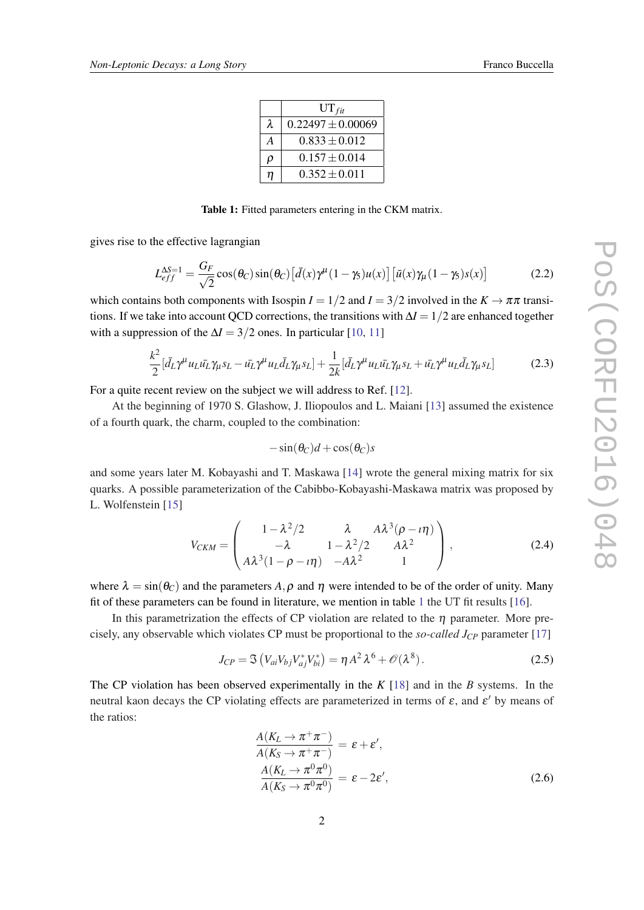|  | $\mathrm{UT}_{fit}$ |
|---|---|
| $\lambda$ | $0.22497 \pm 0.00069$ |
| $A$ | $0.833 \pm 0.012$ |
| $\rho$ | $0.157 \pm 0.014$ |
| $\eta$ | $0.352 \pm 0.011$ |

**Table 1:** Fitted parameters entering in the CKM matrix.

gives rise to the effective lagrangian

$$L_{eff}^{\Delta S=1} = \frac{G_F}{\sqrt{2}} \cos(\theta_C) \sin(\theta_C) \left[\bar{d}(x)\gamma^\mu(1-\gamma_5)u(x)\right] \left[\bar{u}(x)\gamma_\mu(1-\gamma_5)s(x)\right] \tag{2.2}$$

which contains both components with Isospin $I = 1/2$ and $I = 3/2$ involved in the $K \to \pi\pi$ transitions. If we take into account QCD corrections, the transitions with $\Delta I = 1/2$ are enhanced together with a suppression of the $\Delta I = 3/2$ ones. In particular [10, 11]

$$\frac{k^2}{2}[\bar{d}_L\gamma^\mu u_L \bar{u_L}\gamma_\mu s_L - \bar{u_L}\gamma^\mu u_L \bar{d}_L\gamma_\mu s_L] + \frac{1}{2k}[\bar{d}_L\gamma^\mu u_L \bar{u_L}\gamma_\mu s_L + \bar{u_L}\gamma^\mu u_L \bar{d}_L\gamma_\mu s_L] \tag{2.3}$$

For a quite recent review on the subject we will address to Ref. [12].

At the beginning of 1970 S. Glashow, J. Iliopoulos and L. Maiani [13] assumed the existence of a fourth quark, the charm, coupled to the combination:

$$-\sin(\theta_C)d + \cos(\theta_C)s$$

and some years later M. Kobayashi and T. Maskawa [14] wrote the general mixing matrix for six quarks. A possible parameterization of the Cabibbo-Kobayashi-Maskawa matrix was proposed by L. Wolfenstein [15]

$$V_{CKM} = \begin{pmatrix} 1-\lambda^2/2 & \lambda & A\lambda^3(\rho - \imath\eta) \\ -\lambda & 1-\lambda^2/2 & A\lambda^2 \\ A\lambda^3(1-\rho-\imath\eta) & -A\lambda^2 & 1 \end{pmatrix}, \tag{2.4}$$

where $\lambda = \sin(\theta_C)$ and the parameters $A, \rho$ and $\eta$ were intended to be of the order of unity. Many fit of these parameters can be found in literature, we mention in table 1 the UT fit results [16].

In this parametrization the effects of CP violation are related to the $\eta$ parameter. More precisely, any observable which violates CP must be proportional to the *so-called* $J_{CP}$ parameter [17]

$$J_{CP} = \Im\left(V_{ai}V_{bj}V_{aj}^*V_{bi}^*\right) = \eta A^2 \lambda^6 + \mathscr{O}(\lambda^8). \tag{2.5}$$

The CP violation has been observed experimentally in the $K$ [18] and in the $B$ systems. In the neutral kaon decays the CP violating effects are parameterized in terms of $\varepsilon$, and $\varepsilon'$ by means of the ratios:

$$\begin{aligned} \frac{A(K_L \to \pi^+\pi^-)}{A(K_S \to \pi^+\pi^-)} &= \varepsilon + \varepsilon', \\ \frac{A(K_L \to \pi^0\pi^0)}{A(K_S \to \pi^0\pi^0)} &= \varepsilon - 2\varepsilon', \end{aligned} \tag{2.6}$$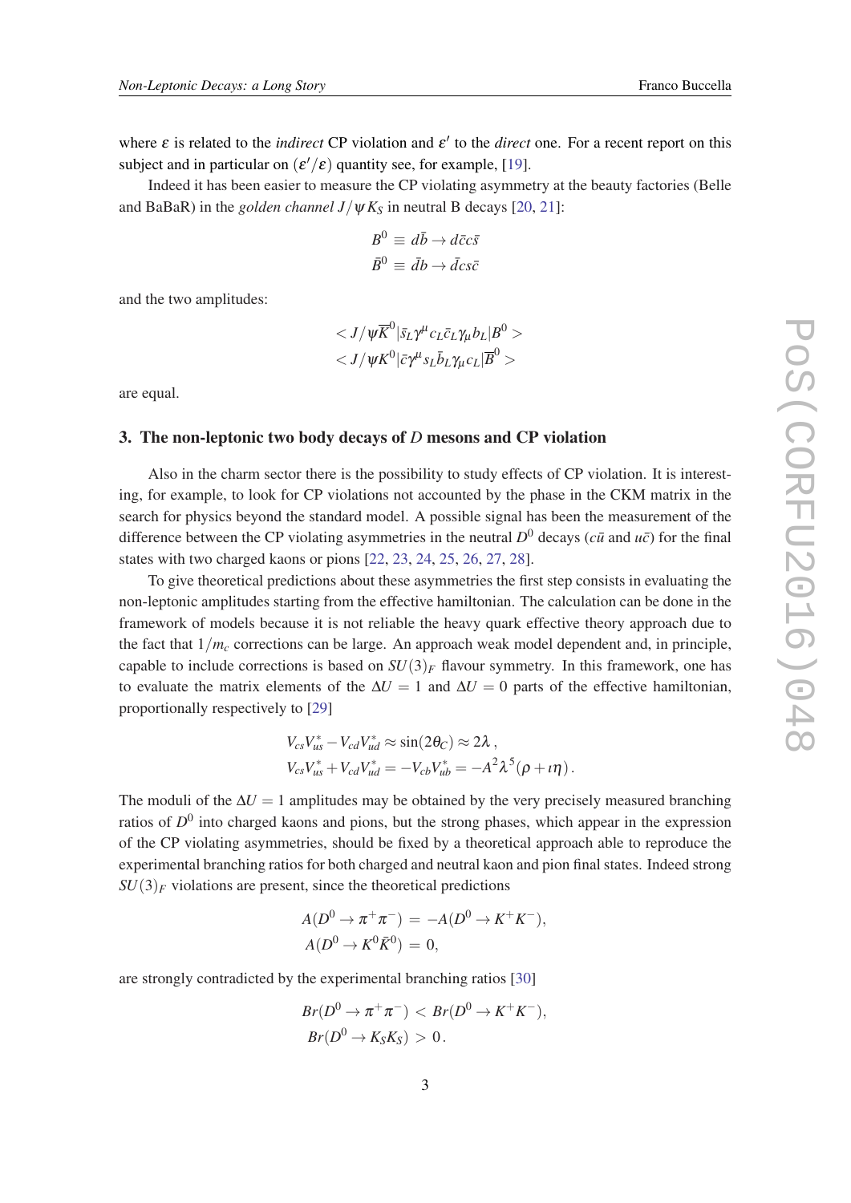where $\varepsilon$ is related to the *indirect* CP violation and $\varepsilon'$ to the *direct* one. For a recent report on this subject and in particular on $(\varepsilon'/\varepsilon)$ quantity see, for example, [19].

Indeed it has been easier to measure the CP violating asymmetry at the beauty factories (Belle and BaBaR) in the *golden channel* $J/\psi K_S$ in neutral B decays [20, 21]:

$$
\begin{aligned}
B^0 &\equiv d\bar{b} \to d\bar{c}c\bar{s} \\
\bar{B}^0 &\equiv \bar{d}b \to \bar{d}cs\bar{c}
\end{aligned}
$$

and the two amplitudes:

$$
\begin{aligned}
&< J/\psi \overline{K}^0 | \bar{s}_L \gamma^\mu c_L \bar{c}_L \gamma_\mu b_L | B^0 > \\
&< J/\psi K^0 | \bar{c} \gamma^\mu s_L \bar{b}_L \gamma_\mu c_L | \overline{B}^0 >
\end{aligned}
$$

are equal.

## 3. The non-leptonic two body decays of $D$ mesons and CP violation

Also in the charm sector there is the possibility to study effects of CP violation. It is interesting, for example, to look for CP violations not accounted by the phase in the CKM matrix in the search for physics beyond the standard model. A possible signal has been the measurement of the difference between the CP violating asymmetries in the neutral $D^0$ decays ($c\bar{u}$ and $u\bar{c}$) for the final states with two charged kaons or pions [22, 23, 24, 25, 26, 27, 28].

To give theoretical predictions about these asymmetries the first step consists in evaluating the non-leptonic amplitudes starting from the effective hamiltonian. The calculation can be done in the framework of models because it is not reliable the heavy quark effective theory approach due to the fact that $1/m_c$ corrections can be large. An approach weak model dependent and, in principle, capable to include corrections is based on $SU(3)_F$ flavour symmetry. In this framework, one has to evaluate the matrix elements of the $\Delta U = 1$ and $\Delta U = 0$ parts of the effective hamiltonian, proportionally respectively to [29]

$$
\begin{aligned}
V_{cs}V_{us}^* - V_{cd}V_{ud}^* &\approx \sin(2\theta_C) \approx 2\lambda\,, \\
V_{cs}V_{us}^* + V_{cd}V_{ud}^* &= -V_{cb}V_{ub}^* = -A^2\lambda^5(\rho + \imath\eta)\,.
\end{aligned}
$$

The moduli of the $\Delta U = 1$ amplitudes may be obtained by the very precisely measured branching ratios of $D^0$ into charged kaons and pions, but the strong phases, which appear in the expression of the CP violating asymmetries, should be fixed by a theoretical approach able to reproduce the experimental branching ratios for both charged and neutral kaon and pion final states. Indeed strong $SU(3)_F$ violations are present, since the theoretical predictions

$$
\begin{aligned}
A(D^0 \to \pi^+\pi^-) &= -A(D^0 \to K^+K^-), \\
A(D^0 \to K^0\bar{K}^0) &= 0,
\end{aligned}
$$

are strongly contradicted by the experimental branching ratios [30]

$$
\begin{aligned}
Br(D^0 \to \pi^+\pi^-) &< Br(D^0 \to K^+K^-), \\
Br(D^0 \to K_S K_S) &> 0\,.
\end{aligned}
$$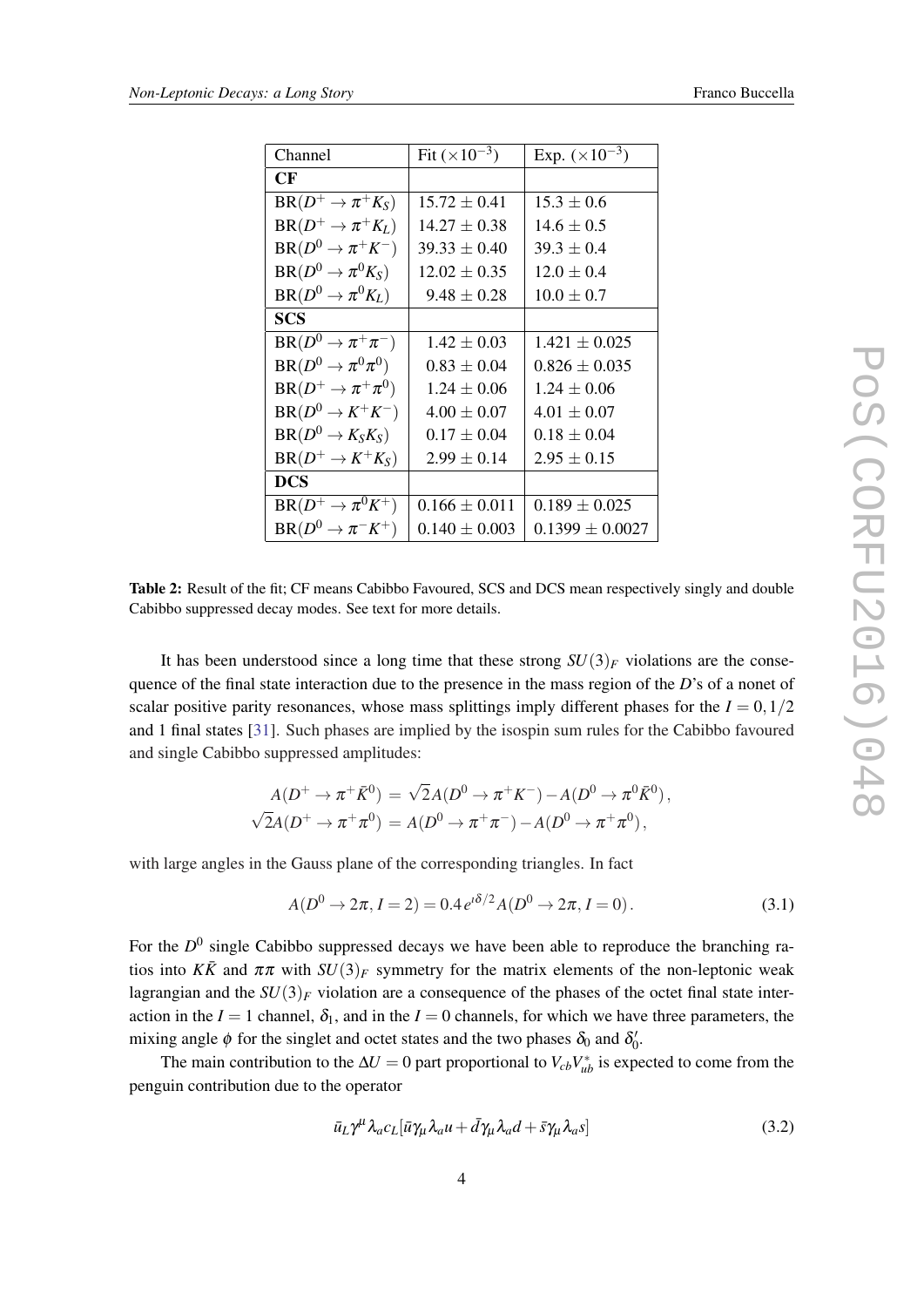| Channel | Fit ($\times 10^{-3}$) | Exp. ($\times 10^{-3}$) |
|---|---|---|
| **CF** | | |
| $\mathrm{BR}(D^+ \to \pi^+ K_S)$ | $15.72 \pm 0.41$ | $15.3 \pm 0.6$ |
| $\mathrm{BR}(D^+ \to \pi^+ K_L)$ | $14.27 \pm 0.38$ | $14.6 \pm 0.5$ |
| $\mathrm{BR}(D^0 \to \pi^+ K^-)$ | $39.33 \pm 0.40$ | $39.3 \pm 0.4$ |
| $\mathrm{BR}(D^0 \to \pi^0 K_S)$ | $12.02 \pm 0.35$ | $12.0 \pm 0.4$ |
| $\mathrm{BR}(D^0 \to \pi^0 K_L)$ | $9.48 \pm 0.28$ | $10.0 \pm 0.7$ |
| **SCS** | | |
| $\mathrm{BR}(D^0 \to \pi^+ \pi^-)$ | $1.42 \pm 0.03$ | $1.421 \pm 0.025$ |
| $\mathrm{BR}(D^0 \to \pi^0 \pi^0)$ | $0.83 \pm 0.04$ | $0.826 \pm 0.035$ |
| $\mathrm{BR}(D^+ \to \pi^+ \pi^0)$ | $1.24 \pm 0.06$ | $1.24 \pm 0.06$ |
| $\mathrm{BR}(D^0 \to K^+ K^-)$ | $4.00 \pm 0.07$ | $4.01 \pm 0.07$ |
| $\mathrm{BR}(D^0 \to K_S K_S)$ | $0.17 \pm 0.04$ | $0.18 \pm 0.04$ |
| $\mathrm{BR}(D^+ \to K^+ K_S)$ | $2.99 \pm 0.14$ | $2.95 \pm 0.15$ |
| **DCS** | | |
| $\mathrm{BR}(D^+ \to \pi^0 K^+)$ | $0.166 \pm 0.011$ | $0.189 \pm 0.025$ |
| $\mathrm{BR}(D^0 \to \pi^- K^+)$ | $0.140 \pm 0.003$ | $0.1399 \pm 0.0027$ |

**Table 2:** Result of the fit; CF means Cabibbo Favoured, SCS and DCS mean respectively singly and double Cabibbo suppressed decay modes. See text for more details.

It has been understood since a long time that these strong $SU(3)_F$ violations are the consequence of the final state interaction due to the presence in the mass region of the $D$'s of a nonet of scalar positive parity resonances, whose mass splittings imply different phases for the $I = 0, 1/2$ and 1 final states [31]. Such phases are implied by the isospin sum rules for the Cabibbo favoured and single Cabibbo suppressed amplitudes:

$$
\begin{aligned}
A(D^+ \to \pi^+ \bar{K}^0) &= \sqrt{2} A(D^0 \to \pi^+ K^-) - A(D^0 \to \pi^0 \bar{K}^0), \\
\sqrt{2} A(D^+ \to \pi^+ \pi^0) &= A(D^0 \to \pi^+ \pi^-) - A(D^0 \to \pi^+ \pi^0),
\end{aligned}
$$

with large angles in the Gauss plane of the corresponding triangles. In fact

$$
A(D^0 \to 2\pi, I = 2) = 0.4\, e^{\imath \delta/2} A(D^0 \to 2\pi, I = 0). \tag{3.1}
$$

For the $D^0$ single Cabibbo suppressed decays we have been able to reproduce the branching ratios into $K\bar{K}$ and $\pi\pi$ with $SU(3)_F$ symmetry for the matrix elements of the non-leptonic weak lagrangian and the $SU(3)_F$ violation are a consequence of the phases of the octet final state interaction in the $I = 1$ channel, $\delta_1$, and in the $I = 0$ channels, for which we have three parameters, the mixing angle $\phi$ for the singlet and octet states and the two phases $\delta_0$ and $\delta_0'$.

The main contribution to the $\Delta U = 0$ part proportional to $V_{cb} V_{ub}^*$ is expected to come from the penguin contribution due to the operator

$$
\bar{u}_L \gamma^\mu \lambda_a c_L [\bar{u} \gamma_\mu \lambda_a u + \bar{d} \gamma_\mu \lambda_a d + \bar{s} \gamma_\mu \lambda_a s] \tag{3.2}
$$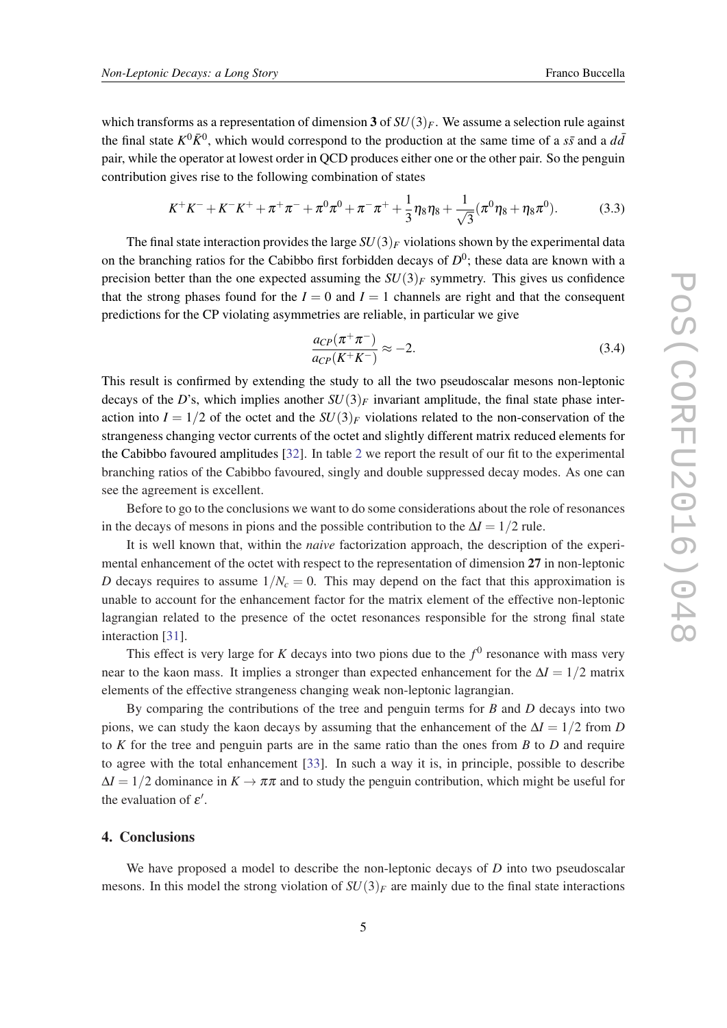which transforms as a representation of dimension **3** of $SU(3)_F$. We assume a selection rule against the final state $K^0\bar{K}^0$, which would correspond to the production at the same time of a $s\bar{s}$ and a $d\bar{d}$ pair, while the operator at lowest order in QCD produces either one or the other pair. So the penguin contribution gives rise to the following combination of states

$$K^+K^- + K^-K^+ + \pi^+\pi^- + \pi^0\pi^0 + \pi^-\pi^+ + \frac{1}{3}\eta_8\eta_8 + \frac{1}{\sqrt{3}}(\pi^0\eta_8 + \eta_8\pi^0). \tag{3.3}$$

The final state interaction provides the large $SU(3)_F$ violations shown by the experimental data on the branching ratios for the Cabibbo first forbidden decays of $D^0$; these data are known with a precision better than the one expected assuming the $SU(3)_F$ symmetry. This gives us confidence that the strong phases found for the $I = 0$ and $I = 1$ channels are right and that the consequent predictions for the CP violating asymmetries are reliable, in particular we give

$$\frac{a_{CP}(\pi^+\pi^-)}{a_{CP}(K^+K^-)} \approx -2. \tag{3.4}$$

This result is confirmed by extending the study to all the two pseudoscalar mesons non-leptonic decays of the $D$'s, which implies another $SU(3)_F$ invariant amplitude, the final state phase interaction into $I = 1/2$ of the octet and the $SU(3)_F$ violations related to the non-conservation of the strangeness changing vector currents of the octet and slightly different matrix reduced elements for the Cabibbo favoured amplitudes [32]. In table 2 we report the result of our fit to the experimental branching ratios of the Cabibbo favoured, singly and double suppressed decay modes. As one can see the agreement is excellent.

Before to go to the conclusions we want to do some considerations about the role of resonances in the decays of mesons in pions and the possible contribution to the $\Delta I = 1/2$ rule.

It is well known that, within the *naive* factorization approach, the description of the experimental enhancement of the octet with respect to the representation of dimension **27** in non-leptonic $D$ decays requires to assume $1/N_c = 0$. This may depend on the fact that this approximation is unable to account for the enhancement factor for the matrix element of the effective non-leptonic lagrangian related to the presence of the octet resonances responsible for the strong final state interaction [31].

This effect is very large for $K$ decays into two pions due to the $f^0$ resonance with mass very near to the kaon mass. It implies a stronger than expected enhancement for the $\Delta I = 1/2$ matrix elements of the effective strangeness changing weak non-leptonic lagrangian.

By comparing the contributions of the tree and penguin terms for $B$ and $D$ decays into two pions, we can study the kaon decays by assuming that the enhancement of the $\Delta I = 1/2$ from $D$ to $K$ for the tree and penguin parts are in the same ratio than the ones from $B$ to $D$ and require to agree with the total enhancement [33]. In such a way it is, in principle, possible to describe $\Delta I = 1/2$ dominance in $K \to \pi\pi$ and to study the penguin contribution, which might be useful for the evaluation of $\varepsilon'$.

## 4. Conclusions

We have proposed a model to describe the non-leptonic decays of $D$ into two pseudoscalar mesons. In this model the strong violation of $SU(3)_F$ are mainly due to the final state interactions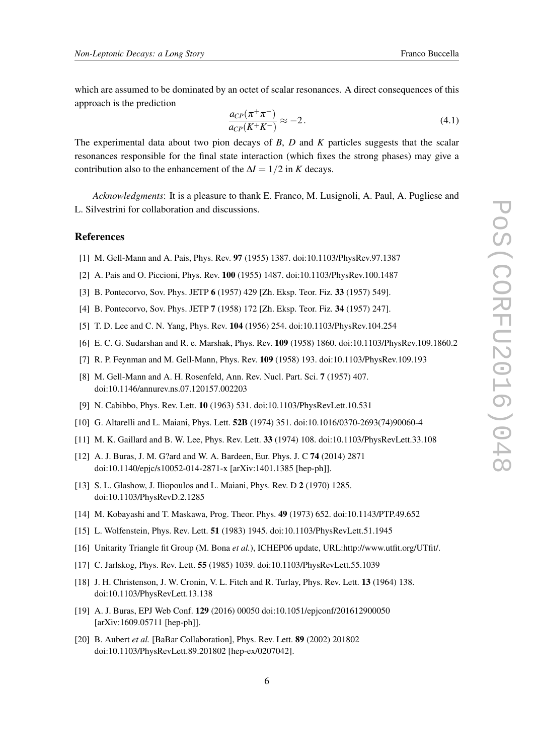which are assumed to be dominated by an octet of scalar resonances. A direct consequences of this approach is the prediction

$$\frac{a_{CP}(\pi^+\pi^-)}{a_{CP}(K^+K^-)} \approx -2\,. \tag{4.1}$$

The experimental data about two pion decays of $B$, $D$ and $K$ particles suggests that the scalar resonances responsible for the final state interaction (which fixes the strong phases) may give a contribution also to the enhancement of the $\Delta I = 1/2$ in $K$ decays.

*Acknowledgments*: It is a pleasure to thank E. Franco, M. Lusignoli, A. Paul, A. Pugliese and L. Silvestrini for collaboration and discussions.

## References

[1] M. Gell-Mann and A. Pais, Phys. Rev. **97** (1955) 1387. doi:10.1103/PhysRev.97.1387

[2] A. Pais and O. Piccioni, Phys. Rev. **100** (1955) 1487. doi:10.1103/PhysRev.100.1487

[3] B. Pontecorvo, Sov. Phys. JETP **6** (1957) 429 [Zh. Eksp. Teor. Fiz. **33** (1957) 549].

[4] B. Pontecorvo, Sov. Phys. JETP **7** (1958) 172 [Zh. Eksp. Teor. Fiz. **34** (1957) 247].

[5] T. D. Lee and C. N. Yang, Phys. Rev. **104** (1956) 254. doi:10.1103/PhysRev.104.254

[6] E. C. G. Sudarshan and R. e. Marshak, Phys. Rev. **109** (1958) 1860. doi:10.1103/PhysRev.109.1860.2

[7] R. P. Feynman and M. Gell-Mann, Phys. Rev. **109** (1958) 193. doi:10.1103/PhysRev.109.193

[8] M. Gell-Mann and A. H. Rosenfeld, Ann. Rev. Nucl. Part. Sci. **7** (1957) 407. doi:10.1146/annurev.ns.07.120157.002203

[9] N. Cabibbo, Phys. Rev. Lett. **10** (1963) 531. doi:10.1103/PhysRevLett.10.531

[10] G. Altarelli and L. Maiani, Phys. Lett. **52B** (1974) 351. doi:10.1016/0370-2693(74)90060-4

[11] M. K. Gaillard and B. W. Lee, Phys. Rev. Lett. **33** (1974) 108. doi:10.1103/PhysRevLett.33.108

[12] A. J. Buras, J. M. G?ard and W. A. Bardeen, Eur. Phys. J. C **74** (2014) 2871 doi:10.1140/epjc/s10052-014-2871-x [arXiv:1401.1385 [hep-ph]].

[13] S. L. Glashow, J. Iliopoulos and L. Maiani, Phys. Rev. D **2** (1970) 1285. doi:10.1103/PhysRevD.2.1285

[14] M. Kobayashi and T. Maskawa, Prog. Theor. Phys. **49** (1973) 652. doi:10.1143/PTP.49.652

[15] L. Wolfenstein, Phys. Rev. Lett. **51** (1983) 1945. doi:10.1103/PhysRevLett.51.1945

[16] Unitarity Triangle fit Group (M. Bona *et al.*), ICHEP06 update, URL:http://www.utfit.org/UTfit/.

[17] C. Jarlskog, Phys. Rev. Lett. **55** (1985) 1039. doi:10.1103/PhysRevLett.55.1039

[18] J. H. Christenson, J. W. Cronin, V. L. Fitch and R. Turlay, Phys. Rev. Lett. **13** (1964) 138. doi:10.1103/PhysRevLett.13.138

[19] A. J. Buras, EPJ Web Conf. **129** (2016) 00050 doi:10.1051/epjconf/201612900050 [arXiv:1609.05711 [hep-ph]].

[20] B. Aubert *et al.* [BaBar Collaboration], Phys. Rev. Lett. **89** (2002) 201802 doi:10.1103/PhysRevLett.89.201802 [hep-ex/0207042].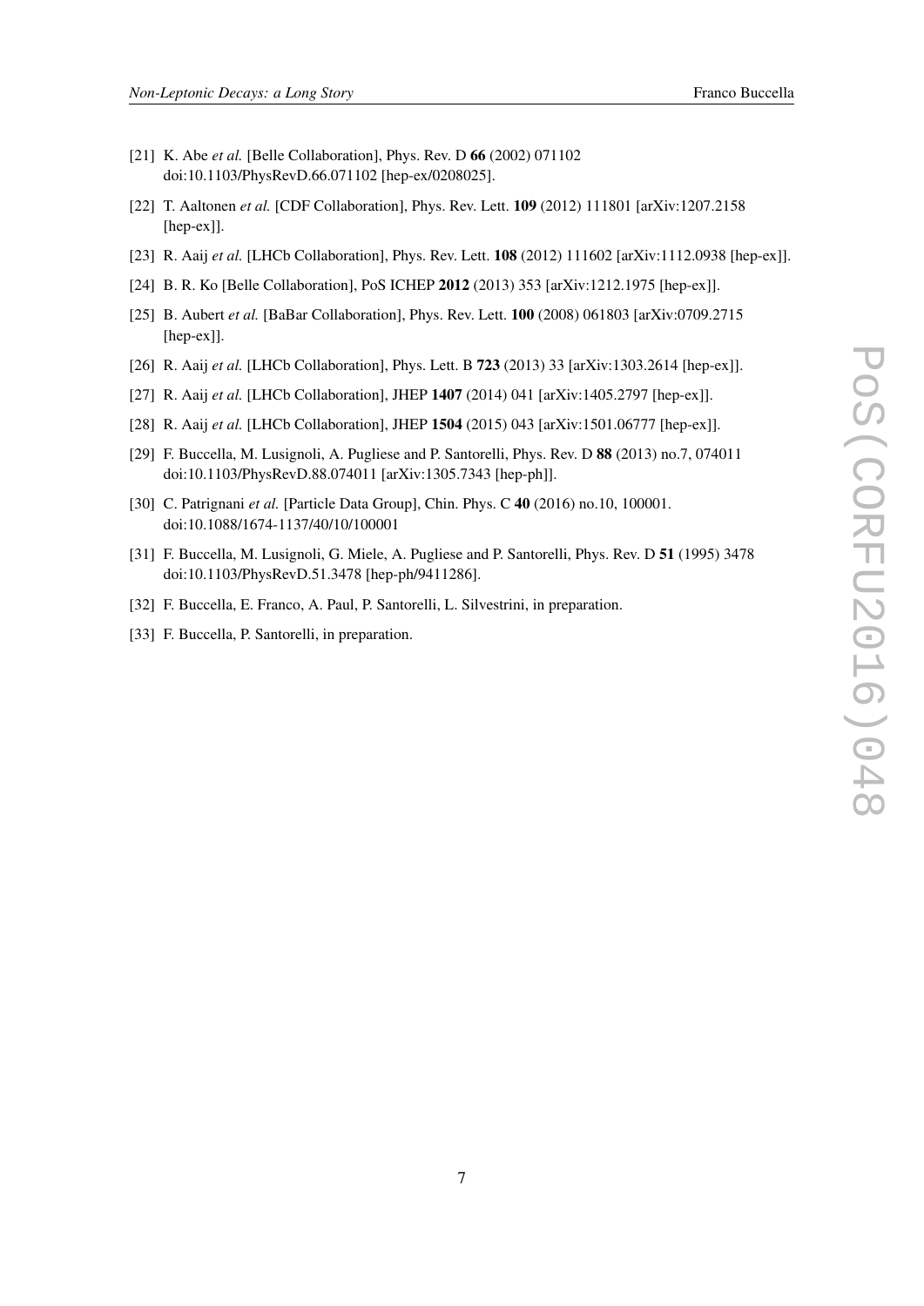[21] K. Abe *et al.* [Belle Collaboration], Phys. Rev. D **66** (2002) 071102 doi:10.1103/PhysRevD.66.071102 [hep-ex/0208025].

[22] T. Aaltonen *et al.* [CDF Collaboration], Phys. Rev. Lett. **109** (2012) 111801 [arXiv:1207.2158 [hep-ex]].

[23] R. Aaij *et al.* [LHCb Collaboration], Phys. Rev. Lett. **108** (2012) 111602 [arXiv:1112.0938 [hep-ex]].

[24] B. R. Ko [Belle Collaboration], PoS ICHEP **2012** (2013) 353 [arXiv:1212.1975 [hep-ex]].

[25] B. Aubert *et al.* [BaBar Collaboration], Phys. Rev. Lett. **100** (2008) 061803 [arXiv:0709.2715 [hep-ex]].

[26] R. Aaij *et al.* [LHCb Collaboration], Phys. Lett. B **723** (2013) 33 [arXiv:1303.2614 [hep-ex]].

[27] R. Aaij *et al.* [LHCb Collaboration], JHEP **1407** (2014) 041 [arXiv:1405.2797 [hep-ex]].

[28] R. Aaij *et al.* [LHCb Collaboration], JHEP **1504** (2015) 043 [arXiv:1501.06777 [hep-ex]].

[29] F. Buccella, M. Lusignoli, A. Pugliese and P. Santorelli, Phys. Rev. D **88** (2013) no.7, 074011 doi:10.1103/PhysRevD.88.074011 [arXiv:1305.7343 [hep-ph]].

[30] C. Patrignani *et al.* [Particle Data Group], Chin. Phys. C **40** (2016) no.10, 100001. doi:10.1088/1674-1137/40/10/100001

[31] F. Buccella, M. Lusignoli, G. Miele, A. Pugliese and P. Santorelli, Phys. Rev. D **51** (1995) 3478 doi:10.1103/PhysRevD.51.3478 [hep-ph/9411286].

[32] F. Buccella, E. Franco, A. Paul, P. Santorelli, L. Silvestrini, in preparation.

[33] F. Buccella, P. Santorelli, in preparation.